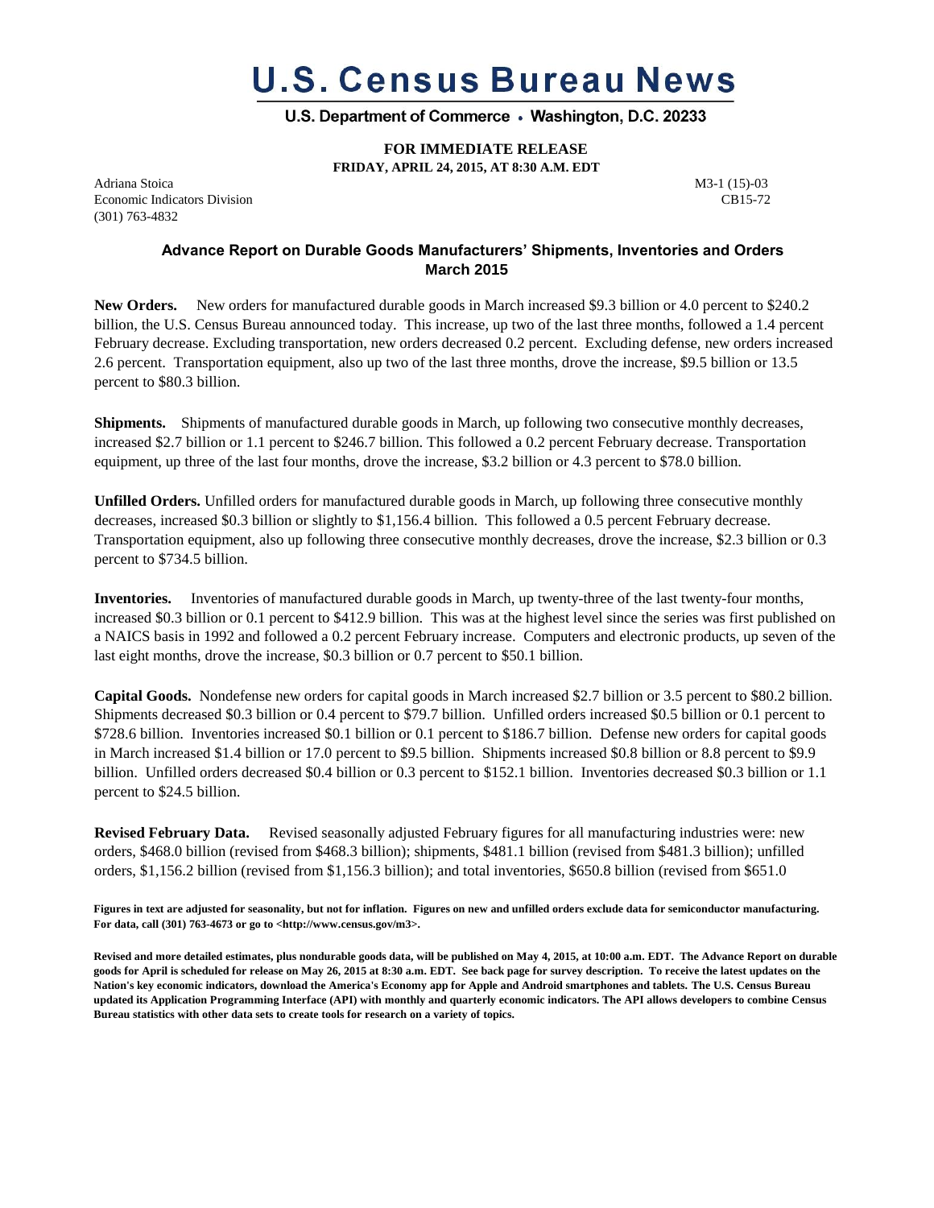# U.S. Census Bureau News

U.S. Department of Commerce • Washington, D.C. 20233

**FOR IMMEDIATE RELEASE**
**FRIDAY, APRIL 24, 2015, AT 8:30 A.M. EDT**

Adriana Stoica
Economic Indicators Division
(301) 763-4832

M3-1 (15)-03
CB15-72

## Advance Report on Durable Goods Manufacturers' Shipments, Inventories and Orders March 2015

**New Orders.** New orders for manufactured durable goods in March increased $9.3 billion or 4.0 percent to $240.2 billion, the U.S. Census Bureau announced today. This increase, up two of the last three months, followed a 1.4 percent February decrease. Excluding transportation, new orders decreased 0.2 percent. Excluding defense, new orders increased 2.6 percent. Transportation equipment, also up two of the last three months, drove the increase, $9.5 billion or 13.5 percent to $80.3 billion.

**Shipments.** Shipments of manufactured durable goods in March, up following two consecutive monthly decreases, increased $2.7 billion or 1.1 percent to $246.7 billion. This followed a 0.2 percent February decrease. Transportation equipment, up three of the last four months, drove the increase, $3.2 billion or 4.3 percent to $78.0 billion.

**Unfilled Orders.** Unfilled orders for manufactured durable goods in March, up following three consecutive monthly decreases, increased $0.3 billion or slightly to $1,156.4 billion. This followed a 0.5 percent February decrease. Transportation equipment, also up following three consecutive monthly decreases, drove the increase, $2.3 billion or 0.3 percent to $734.5 billion.

**Inventories.** Inventories of manufactured durable goods in March, up twenty-three of the last twenty-four months, increased $0.3 billion or 0.1 percent to $412.9 billion. This was at the highest level since the series was first published on a NAICS basis in 1992 and followed a 0.2 percent February increase. Computers and electronic products, up seven of the last eight months, drove the increase, $0.3 billion or 0.7 percent to $50.1 billion.

**Capital Goods.** Nondefense new orders for capital goods in March increased $2.7 billion or 3.5 percent to $80.2 billion. Shipments decreased $0.3 billion or 0.4 percent to $79.7 billion. Unfilled orders increased $0.5 billion or 0.1 percent to $728.6 billion. Inventories increased $0.1 billion or 0.1 percent to $186.7 billion. Defense new orders for capital goods in March increased $1.4 billion or 17.0 percent to $9.5 billion. Shipments increased $0.8 billion or 8.8 percent to $9.9 billion. Unfilled orders decreased $0.4 billion or 0.3 percent to $152.1 billion. Inventories decreased $0.3 billion or 1.1 percent to $24.5 billion.

**Revised February Data.** Revised seasonally adjusted February figures for all manufacturing industries were: new orders, $468.0 billion (revised from $468.3 billion); shipments, $481.1 billion (revised from $481.3 billion); unfilled orders, $1,156.2 billion (revised from $1,156.3 billion); and total inventories, $650.8 billion (revised from $651.0

**Figures in text are adjusted for seasonality, but not for inflation. Figures on new and unfilled orders exclude data for semiconductor manufacturing. For data, call (301) 763-4673 or go to <http://www.census.gov/m3>.**

**Revised and more detailed estimates, plus nondurable goods data, will be published on May 4, 2015, at 10:00 a.m. EDT. The Advance Report on durable goods for April is scheduled for release on May 26, 2015 at 8:30 a.m. EDT. See back page for survey description. To receive the latest updates on the Nation's key economic indicators, download the America's Economy app for Apple and Android smartphones and tablets. The U.S. Census Bureau updated its Application Programming Interface (API) with monthly and quarterly economic indicators. The API allows developers to combine Census Bureau statistics with other data sets to create tools for research on a variety of topics.**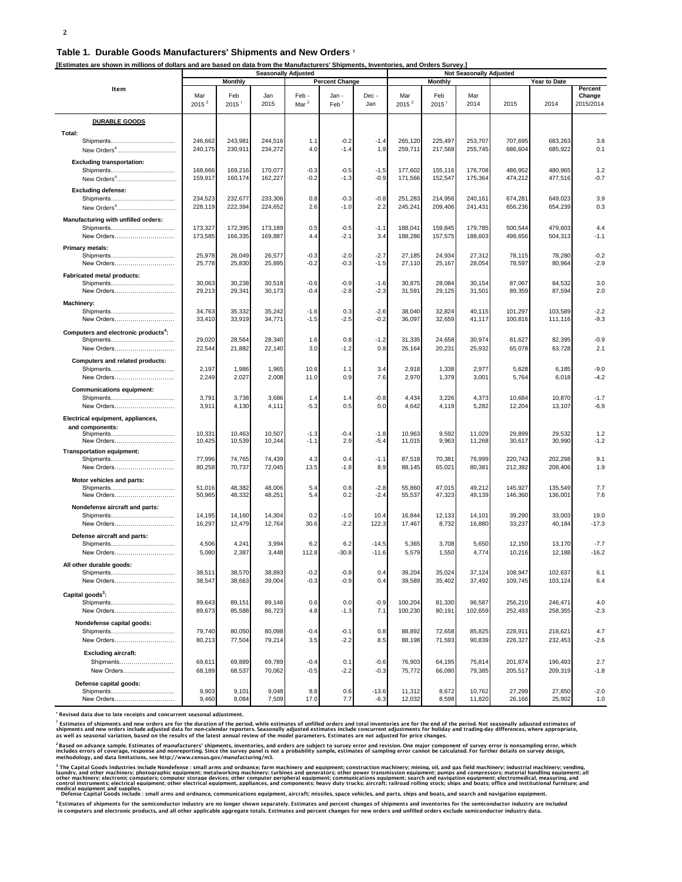### Table 1. Durable Goods Manufacturers' Shipments and New Orders [1]

**[Estimates are shown in millions of dollars and are based on data from the Manufacturers' Shipments, Inventories, and Orders Survey.]**

| Item | Seasonally Adjusted | | | | | | Not Seasonally Adjusted | | | | | |
|---|---|---|---|---|---|---|---|---|---|---|---|---|
| | Monthly | | | Percent Change | | | Monthly | | | Year to Date | | |
| | Mar 2015 [2] | Feb 2015 [r] | Jan 2015 | Feb - Mar [2] | Jan - Feb [r] | Dec - Jan | Mar 2015 [2] | Feb 2015 [r] | Mar 2014 | 2015 | 2014 | Percent Change 2015/2014 |
| **DURABLE GOODS** | | | | | | | | | | | | |
| **Total:** | | | | | | | | | | | | |
| Shipments | 246,662 | 243,981 | 244,516 | 1.1 | -0.2 | -1.4 | 265,120 | 225,497 | 253,707 | 707,695 | 683,263 | 3.6 |
| New Orders[4] | 240,175 | 230,911 | 234,272 | 4.0 | -1.4 | 1.9 | 259,711 | 217,568 | 255,745 | 686,604 | 685,922 | 0.1 |
| **Excluding transportation:** | | | | | | | | | | | | |
| Shipments | 168,666 | 169,216 | 170,077 | -0.3 | -0.5 | -1.5 | 177,602 | 155,116 | 176,708 | 486,952 | 480,965 | 1.2 |
| New Orders[4] | 159,917 | 160,174 | 162,227 | -0.2 | -1.3 | -0.9 | 171,566 | 152,547 | 175,364 | 474,212 | 477,516 | -0.7 |
| **Excluding defense:** | | | | | | | | | | | | |
| Shipments | 234,523 | 232,677 | 233,306 | 0.8 | -0.3 | -0.8 | 251,283 | 214,956 | 240,161 | 674,281 | 649,023 | 3.9 |
| New Orders[4] | 228,119 | 222,394 | 224,652 | 2.6 | -1.0 | 2.2 | 245,241 | 209,406 | 241,431 | 656,236 | 654,239 | 0.3 |
| **Manufacturing with unfilled orders:** | | | | | | | | | | | | |
| Shipments | 173,327 | 172,395 | 173,189 | 0.5 | -0.5 | -1.1 | 188,041 | 159,845 | 179,785 | 500,544 | 479,603 | 4.4 |
| New Orders | 173,585 | 166,335 | 169,887 | 4.4 | -2.1 | 3.4 | 188,286 | 157,575 | 188,603 | 498,656 | 504,313 | -1.1 |
| **Primary metals:** | | | | | | | | | | | | |
| Shipments | 25,978 | 26,049 | 26,577 | -0.3 | -2.0 | -2.7 | 27,185 | 24,934 | 27,312 | 78,115 | 78,280 | -0.2 |
| New Orders | 25,778 | 25,830 | 25,895 | -0.2 | -0.3 | -1.5 | 27,110 | 25,167 | 28,054 | 78,597 | 80,964 | -2.9 |
| **Fabricated metal products:** | | | | | | | | | | | | |
| Shipments | 30,063 | 30,238 | 30,518 | -0.6 | -0.9 | -1.6 | 30,875 | 28,084 | 30,154 | 87,067 | 84,532 | 3.0 |
| New Orders | 29,213 | 29,341 | 30,173 | -0.4 | -2.8 | -2.3 | 31,591 | 29,125 | 31,501 | 89,359 | 87,594 | 2.0 |
| **Machinery:** | | | | | | | | | | | | |
| Shipments | 34,763 | 35,332 | 35,242 | -1.6 | 0.3 | -2.6 | 38,040 | 32,824 | 40,115 | 101,297 | 103,589 | -2.2 |
| New Orders | 33,410 | 33,919 | 34,771 | -1.5 | -2.5 | -0.2 | 36,097 | 32,659 | 41,117 | 100,816 | 111,116 | -9.3 |
| **Computers and electronic products[4]:** | | | | | | | | | | | | |
| Shipments | 29,020 | 28,564 | 28,340 | 1.6 | 0.8 | -1.2 | 31,335 | 24,658 | 30,974 | 81,627 | 82,395 | -0.9 |
| New Orders | 22,544 | 21,882 | 22,140 | 3.0 | -1.2 | 0.8 | 26,164 | 20,231 | 25,932 | 65,078 | 63,728 | 2.1 |
| **Computers and related products:** | | | | | | | | | | | | |
| Shipments | 2,197 | 1,986 | 1,965 | 10.6 | 1.1 | 3.4 | 2,918 | 1,338 | 2,977 | 5,628 | 6,185 | -9.0 |
| New Orders | 2,249 | 2,027 | 2,008 | 11.0 | 0.9 | 7.6 | 2,970 | 1,379 | 3,001 | 5,764 | 6,018 | -4.2 |
| **Communications equipment:** | | | | | | | | | | | | |
| Shipments | 3,791 | 3,738 | 3,686 | 1.4 | 1.4 | -0.8 | 4,434 | 3,226 | 4,373 | 10,684 | 10,870 | -1.7 |
| New Orders | 3,911 | 4,130 | 4,111 | -5.3 | 0.5 | 0.0 | 4,642 | 4,119 | 5,282 | 12,204 | 13,107 | -6.9 |
| **Electrical equipment, appliances, and components:** | | | | | | | | | | | | |
| Shipments | 10,331 | 10,463 | 10,507 | -1.3 | -0.4 | -1.8 | 10,963 | 9,592 | 11,029 | 29,899 | 29,532 | 1.2 |
| New Orders | 10,425 | 10,539 | 10,244 | -1.1 | 2.9 | -5.4 | 11,015 | 9,963 | 11,268 | 30,617 | 30,990 | -1.2 |
| **Transportation equipment:** | | | | | | | | | | | | |
| Shipments | 77,996 | 74,765 | 74,439 | 4.3 | 0.4 | -1.1 | 87,518 | 70,381 | 76,999 | 220,743 | 202,298 | 9.1 |
| New Orders | 80,258 | 70,737 | 72,045 | 13.5 | -1.8 | 8.9 | 88,145 | 65,021 | 80,381 | 212,392 | 208,406 | 1.9 |
| **Motor vehicles and parts:** | | | | | | | | | | | | |
| Shipments | 51,016 | 48,382 | 48,006 | 5.4 | 0.8 | -2.8 | 55,860 | 47,015 | 49,212 | 145,927 | 135,549 | 7.7 |
| New Orders | 50,965 | 48,332 | 48,251 | 5.4 | 0.2 | -2.4 | 55,537 | 47,323 | 49,139 | 146,360 | 136,001 | 7.6 |
| **Nondefense aircraft and parts:** | | | | | | | | | | | | |
| Shipments | 14,195 | 14,160 | 14,304 | 0.2 | -1.0 | 10.4 | 16,844 | 12,133 | 14,101 | 39,290 | 33,003 | 19.0 |
| New Orders | 16,297 | 12,479 | 12,764 | 30.6 | -2.2 | 122.3 | 17,467 | 8,732 | 16,880 | 33,237 | 40,184 | -17.3 |
| **Defense aircraft and parts:** | | | | | | | | | | | | |
| Shipments | 4,506 | 4,241 | 3,994 | 6.2 | 6.2 | -14.5 | 5,365 | 3,708 | 5,650 | 12,150 | 13,170 | -7.7 |
| New Orders | 5,080 | 2,387 | 3,448 | 112.8 | -30.8 | -11.6 | 5,579 | 1,550 | 4,774 | 10,216 | 12,188 | -16.2 |
| **All other durable goods:** | | | | | | | | | | | | |
| Shipments | 38,511 | 38,570 | 38,893 | -0.2 | -0.8 | 0.4 | 39,204 | 35,024 | 37,124 | 108,947 | 102,637 | 6.1 |
| New Orders | 38,547 | 38,663 | 39,004 | -0.3 | -0.9 | 0.4 | 39,589 | 35,402 | 37,492 | 109,745 | 103,124 | 6.4 |
| **Capital goods[3]:** | | | | | | | | | | | | |
| Shipments | 89,643 | 89,151 | 89,146 | 0.6 | 0.0 | -0.9 | 100,204 | 81,330 | 96,587 | 256,210 | 246,471 | 4.0 |
| New Orders | 89,673 | 85,588 | 86,723 | 4.8 | -1.3 | 7.1 | 100,230 | 80,191 | 102,659 | 252,493 | 258,355 | -2.3 |
| **Nondefense capital goods:** | | | | | | | | | | | | |
| Shipments | 79,740 | 80,050 | 80,098 | -0.4 | -0.1 | 0.8 | 88,892 | 72,658 | 85,825 | 228,911 | 218,621 | 4.7 |
| New Orders | 80,213 | 77,504 | 79,214 | 3.5 | -2.2 | 8.5 | 88,198 | 71,593 | 90,839 | 226,327 | 232,453 | -2.6 |
| **Excluding aircraft:** | | | | | | | | | | | | |
| Shipments | 69,611 | 69,889 | 69,789 | -0.4 | 0.1 | -0.6 | 76,903 | 64,195 | 75,814 | 201,874 | 196,493 | 2.7 |
| New Orders | 68,189 | 68,537 | 70,062 | -0.5 | -2.2 | -0.3 | 75,772 | 66,090 | 79,385 | 205,517 | 209,319 | -1.8 |
| **Defense capital goods:** | | | | | | | | | | | | |
| Shipments | 9,903 | 9,101 | 9,048 | 8.8 | 0.6 | -13.6 | 11,312 | 8,672 | 10,762 | 27,299 | 27,850 | -2.0 |
| New Orders | 9,460 | 8,084 | 7,509 | 17.0 | 7.7 | -6.3 | 12,032 | 8,598 | 11,820 | 26,166 | 25,902 | 1.0 |

[r] Revised data due to late receipts and concurrent seasonal adjustment.

[1] Estimates of shipments and new orders are for the duration of the period, while estimates of unfilled orders and total inventories are for the end of the period. Not seasonally adjusted estimates of shipments and new orders include adjusted data for non-calendar reporters. Seasonally adjusted estimates include concurrent adjustments for holiday and trading-day differences, where appropriate, as well as seasonal variation, based on the results of the latest annual review of the model parameters. Estimates are not adjusted for price changes.

[2] Based on advance sample. Estimates of manufacturers' shipments, inventories, and orders are subject to survey error and revision. One major component of survey error is nonsampling error, which includes errors of coverage, response and nonreporting. Since the survey panel is not a probability sample, estimates of sampling error cannot be calculated. For further details on survey design, methodology, and data limitations, see http://www.census.gov/manufacturing/m3.

[3] The Capital Goods Industries include Nondefense : small arms and ordnance; farm machinery and equipment; construction machinery; mining, oil, and gas field machinery; industrial machinery; vending, laundry, and other machinery; photographic equipment; metalworking machinery; turbines and generators; other power transmission equipment; pumps and compressors; material handling equipment; all other machinery; electronic computers; computer storage devices; other computer peripheral equipment; communications equipment; search and navigation equipment; electromedical, measuring, and control instruments; electrical equipment; other electrical equipment, appliances, and components; heavy duty trucks; aircraft; railroad rolling stock; ships and boats; office and institutional furniture; and medical equipment and supplies.
Defense Capital Goods include : small arms and ordnance, communications equipment, aircraft; missiles, space vehicles, and parts, ships and boats, and search and navigation equipment.

[4] Estimates of shipments for the semiconductor industry are no longer shown separately. Estimates and percent changes of shipments and inventories for the semiconductor industry are included in computers and electronic products, and all other applicable aggregate totals. Estimates and percent changes for new orders and unfilled orders exclude semiconductor industry data.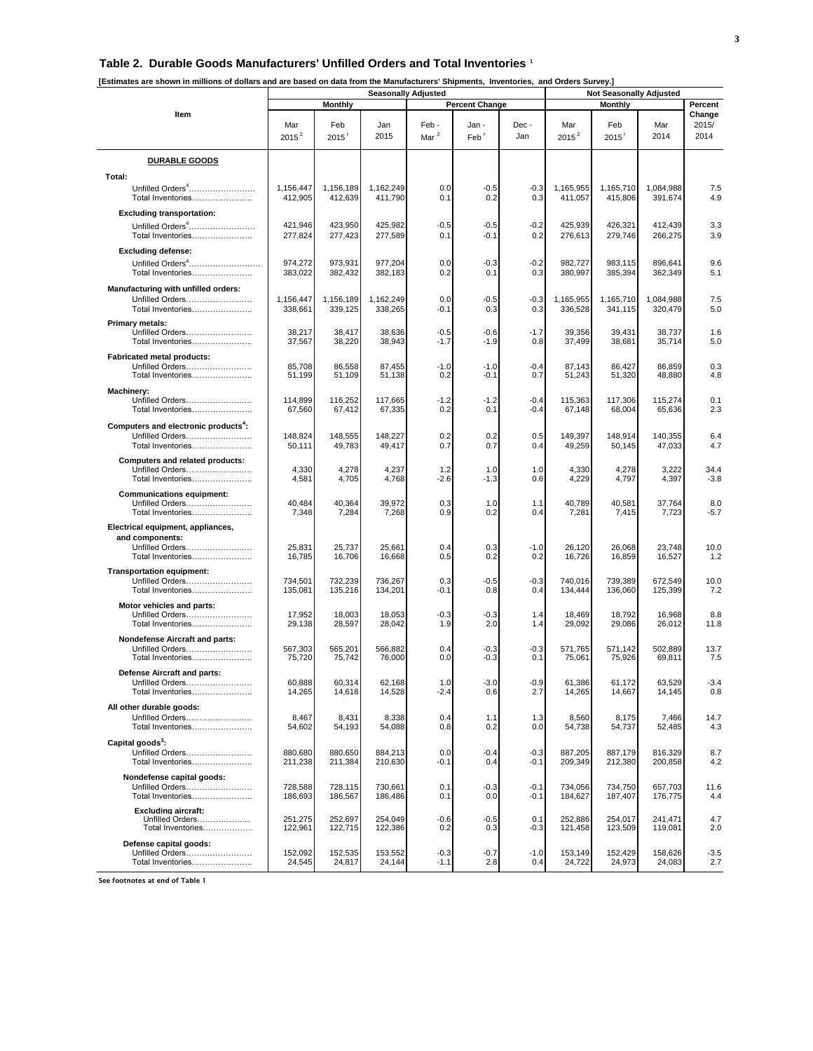## Table 2. Durable Goods Manufacturers' Unfilled Orders and Total Inventories [1]

**[Estimates are shown in millions of dollars and are based on data from the Manufacturers' Shipments, Inventories, and Orders Survey.]**

| Item | Seasonally Adjusted | | | | | | Not Seasonally Adjusted | | | |
|---|---|---|---|---|---|---|---|---|---|---|
| | Monthly | | | Percent Change | | | Monthly | | | Percent Change |
| | Mar 2015 [2] | Feb 2015 [r] | Jan 2015 | Feb - Mar [2] | Jan - Feb [r] | Dec - Jan | Mar 2015 [2] | Feb 2015 [r] | Mar 2014 | 2015/ 2014 |
| **DURABLE GOODS** | | | | | | | | | | |
| **Total:** | | | | | | | | | | |
| Unfilled Orders [4] | 1,156,447 | 1,156,189 | 1,162,249 | 0.0 | -0.5 | -0.3 | 1,165,955 | 1,165,710 | 1,084,988 | 7.5 |
| Total Inventories | 412,905 | 412,639 | 411,790 | 0.1 | 0.2 | 0.3 | 411,057 | 415,806 | 391,674 | 4.9 |
| **Excluding transportation:** | | | | | | | | | | |
| Unfilled Orders [4] | 421,946 | 423,950 | 425,982 | -0.5 | -0.5 | -0.2 | 425,939 | 426,321 | 412,439 | 3.3 |
| Total Inventories | 277,824 | 277,423 | 277,589 | 0.1 | -0.1 | 0.2 | 276,613 | 279,746 | 266,275 | 3.9 |
| **Excluding defense:** | | | | | | | | | | |
| Unfilled Orders [4] | 974,272 | 973,931 | 977,204 | 0.0 | -0.3 | -0.2 | 982,727 | 983,115 | 896,641 | 9.6 |
| Total Inventories | 383,022 | 382,432 | 382,183 | 0.2 | 0.1 | 0.3 | 380,997 | 385,394 | 362,349 | 5.1 |
| **Manufacturing with unfilled orders:** | | | | | | | | | | |
| Unfilled Orders | 1,156,447 | 1,156,189 | 1,162,249 | 0.0 | -0.5 | -0.3 | 1,165,955 | 1,165,710 | 1,084,988 | 7.5 |
| Total Inventories | 338,661 | 339,125 | 338,265 | -0.1 | 0.3 | 0.3 | 336,528 | 341,115 | 320,479 | 5.0 |
| **Primary metals:** | | | | | | | | | | |
| Unfilled Orders | 38,217 | 38,417 | 38,636 | -0.5 | -0.6 | -1.7 | 39,356 | 39,431 | 38,737 | 1.6 |
| Total Inventories | 37,567 | 38,220 | 38,943 | -1.7 | -1.9 | 0.8 | 37,499 | 38,681 | 35,714 | 5.0 |
| **Fabricated metal products:** | | | | | | | | | | |
| Unfilled Orders | 85,708 | 86,558 | 87,455 | -1.0 | -1.0 | -0.4 | 87,143 | 86,427 | 86,859 | 0.3 |
| Total Inventories | 51,199 | 51,109 | 51,138 | 0.2 | -0.1 | 0.7 | 51,243 | 51,320 | 48,880 | 4.8 |
| **Machinery:** | | | | | | | | | | |
| Unfilled Orders | 114,899 | 116,252 | 117,665 | -1.2 | -1.2 | -0.4 | 115,363 | 117,306 | 115,274 | 0.1 |
| Total Inventories | 67,560 | 67,412 | 67,335 | 0.2 | 0.1 | -0.4 | 67,148 | 68,004 | 65,636 | 2.3 |
| **Computers and electronic products [4]:** | | | | | | | | | | |
| Unfilled Orders | 148,824 | 148,555 | 148,227 | 0.2 | 0.2 | 0.5 | 149,397 | 148,914 | 140,355 | 6.4 |
| Total Inventories | 50,111 | 49,783 | 49,417 | 0.7 | 0.7 | 0.4 | 49,259 | 50,145 | 47,033 | 4.7 |
| **Computers and related products:** | | | | | | | | | | |
| Unfilled Orders | 4,330 | 4,278 | 4,237 | 1.2 | 1.0 | 1.0 | 4,330 | 4,278 | 3,222 | 34.4 |
| Total Inventories | 4,581 | 4,705 | 4,768 | -2.6 | -1.3 | 0.6 | 4,229 | 4,797 | 4,397 | -3.8 |
| **Communications equipment:** | | | | | | | | | | |
| Unfilled Orders | 40,484 | 40,364 | 39,972 | 0.3 | 1.0 | 1.1 | 40,789 | 40,581 | 37,764 | 8.0 |
| Total Inventories | 7,348 | 7,284 | 7,268 | 0.9 | 0.2 | 0.4 | 7,281 | 7,415 | 7,723 | -5.7 |
| **Electrical equipment, appliances, and components:** | | | | | | | | | | |
| Unfilled Orders | 25,831 | 25,737 | 25,661 | 0.4 | 0.3 | -1.0 | 26,120 | 26,068 | 23,748 | 10.0 |
| Total Inventories | 16,785 | 16,706 | 16,668 | 0.5 | 0.2 | 0.2 | 16,726 | 16,859 | 16,527 | 1.2 |
| **Transportation equipment:** | | | | | | | | | | |
| Unfilled Orders | 734,501 | 732,239 | 736,267 | 0.3 | -0.5 | -0.3 | 740,016 | 739,389 | 672,549 | 10.0 |
| Total Inventories | 135,081 | 135,216 | 134,201 | -0.1 | 0.8 | 0.4 | 134,444 | 136,060 | 125,399 | 7.2 |
| **Motor vehicles and parts:** | | | | | | | | | | |
| Unfilled Orders | 17,952 | 18,003 | 18,053 | -0.3 | -0.3 | 1.4 | 18,469 | 18,792 | 16,968 | 8.8 |
| Total Inventories | 29,138 | 28,597 | 28,042 | 1.9 | 2.0 | 1.4 | 29,092 | 29,086 | 26,012 | 11.8 |
| **Nondefense Aircraft and parts:** | | | | | | | | | | |
| Unfilled Orders | 567,303 | 565,201 | 566,882 | 0.4 | -0.3 | -0.3 | 571,765 | 571,142 | 502,889 | 13.7 |
| Total Inventories | 75,720 | 75,742 | 76,000 | 0.0 | -0.3 | 0.1 | 75,061 | 75,926 | 69,811 | 7.5 |
| **Defense Aircraft and parts:** | | | | | | | | | | |
| Unfilled Orders | 60,888 | 60,314 | 62,168 | 1.0 | -3.0 | -0.9 | 61,386 | 61,172 | 63,529 | -3.4 |
| Total Inventories | 14,265 | 14,618 | 14,528 | -2.4 | 0.6 | 2.7 | 14,265 | 14,667 | 14,145 | 0.8 |
| **All other durable goods:** | | | | | | | | | | |
| Unfilled Orders | 8,467 | 8,431 | 8,338 | 0.4 | 1.1 | 1.3 | 8,560 | 8,175 | 7,466 | 14.7 |
| Total Inventories | 54,602 | 54,193 | 54,088 | 0.8 | 0.2 | 0.0 | 54,738 | 54,737 | 52,485 | 4.3 |
| **Capital goods [3]:** | | | | | | | | | | |
| Unfilled Orders | 880,680 | 880,650 | 884,213 | 0.0 | -0.4 | -0.3 | 887,205 | 887,179 | 816,329 | 8.7 |
| Total Inventories | 211,238 | 211,384 | 210,630 | -0.1 | 0.4 | -0.1 | 209,349 | 212,380 | 200,858 | 4.2 |
| **Nondefense capital goods:** | | | | | | | | | | |
| Unfilled Orders | 728,588 | 728,115 | 730,661 | 0.1 | -0.3 | -0.1 | 734,056 | 734,750 | 657,703 | 11.6 |
| Total Inventories | 186,693 | 186,567 | 186,486 | 0.1 | 0.0 | -0.1 | 184,627 | 187,407 | 176,775 | 4.4 |
| **Excluding aircraft:** | | | | | | | | | | |
| Unfilled Orders | 251,275 | 252,697 | 254,049 | -0.6 | -0.5 | 0.1 | 252,886 | 254,017 | 241,471 | 4.7 |
| Total Inventories | 122,961 | 122,715 | 122,386 | 0.2 | 0.3 | -0.3 | 121,458 | 123,509 | 119,081 | 2.0 |
| **Defense capital goods:** | | | | | | | | | | |
| Unfilled Orders | 152,092 | 152,535 | 153,552 | -0.3 | -0.7 | -1.0 | 153,149 | 152,429 | 158,626 | -3.5 |
| Total Inventories | 24,545 | 24,817 | 24,144 | -1.1 | 2.8 | 0.4 | 24,722 | 24,973 | 24,083 | 2.7 |

See footnotes at end of Table 1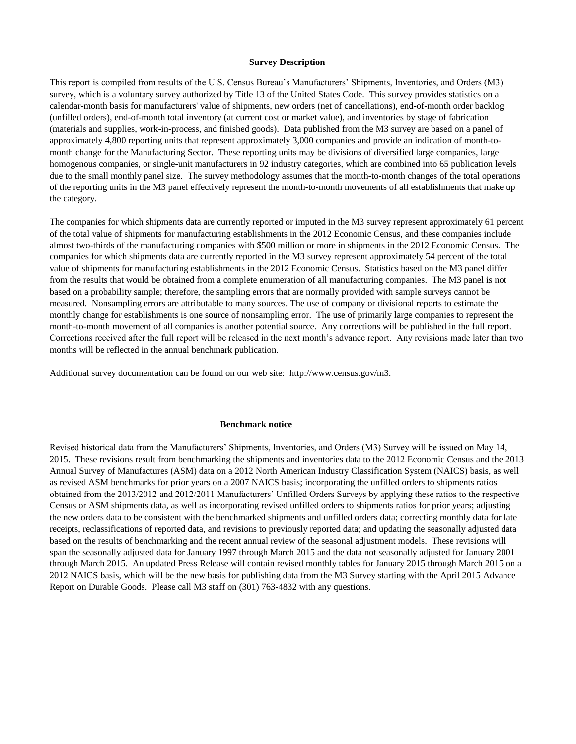## Survey Description

This report is compiled from results of the U.S. Census Bureau's Manufacturers' Shipments, Inventories, and Orders (M3) survey, which is a voluntary survey authorized by Title 13 of the United States Code. This survey provides statistics on a calendar-month basis for manufacturers' value of shipments, new orders (net of cancellations), end-of-month order backlog (unfilled orders), end-of-month total inventory (at current cost or market value), and inventories by stage of fabrication (materials and supplies, work-in-process, and finished goods). Data published from the M3 survey are based on a panel of approximately 4,800 reporting units that represent approximately 3,000 companies and provide an indication of month-to-month change for the Manufacturing Sector. These reporting units may be divisions of diversified large companies, large homogenous companies, or single-unit manufacturers in 92 industry categories, which are combined into 65 publication levels due to the small monthly panel size. The survey methodology assumes that the month-to-month changes of the total operations of the reporting units in the M3 panel effectively represent the month-to-month movements of all establishments that make up the category.

The companies for which shipments data are currently reported or imputed in the M3 survey represent approximately 61 percent of the total value of shipments for manufacturing establishments in the 2012 Economic Census, and these companies include almost two-thirds of the manufacturing companies with $500 million or more in shipments in the 2012 Economic Census. The companies for which shipments data are currently reported in the M3 survey represent approximately 54 percent of the total value of shipments for manufacturing establishments in the 2012 Economic Census. Statistics based on the M3 panel differ from the results that would be obtained from a complete enumeration of all manufacturing companies. The M3 panel is not based on a probability sample; therefore, the sampling errors that are normally provided with sample surveys cannot be measured. Nonsampling errors are attributable to many sources. The use of company or divisional reports to estimate the monthly change for establishments is one source of nonsampling error. The use of primarily large companies to represent the month-to-month movement of all companies is another potential source. Any corrections will be published in the full report. Corrections received after the full report will be released in the next month's advance report. Any revisions made later than two months will be reflected in the annual benchmark publication.

Additional survey documentation can be found on our web site: http://www.census.gov/m3.

## Benchmark notice

Revised historical data from the Manufacturers' Shipments, Inventories, and Orders (M3) Survey will be issued on May 14, 2015. These revisions result from benchmarking the shipments and inventories data to the 2012 Economic Census and the 2013 Annual Survey of Manufactures (ASM) data on a 2012 North American Industry Classification System (NAICS) basis, as well as revised ASM benchmarks for prior years on a 2007 NAICS basis; incorporating the unfilled orders to shipments ratios obtained from the 2013/2012 and 2012/2011 Manufacturers' Unfilled Orders Surveys by applying these ratios to the respective Census or ASM shipments data, as well as incorporating revised unfilled orders to shipments ratios for prior years; adjusting the new orders data to be consistent with the benchmarked shipments and unfilled orders data; correcting monthly data for late receipts, reclassifications of reported data, and revisions to previously reported data; and updating the seasonally adjusted data based on the results of benchmarking and the recent annual review of the seasonal adjustment models. These revisions will span the seasonally adjusted data for January 1997 through March 2015 and the data not seasonally adjusted for January 2001 through March 2015. An updated Press Release will contain revised monthly tables for January 2015 through March 2015 on a 2012 NAICS basis, which will be the new basis for publishing data from the M3 Survey starting with the April 2015 Advance Report on Durable Goods. Please call M3 staff on (301) 763-4832 with any questions.